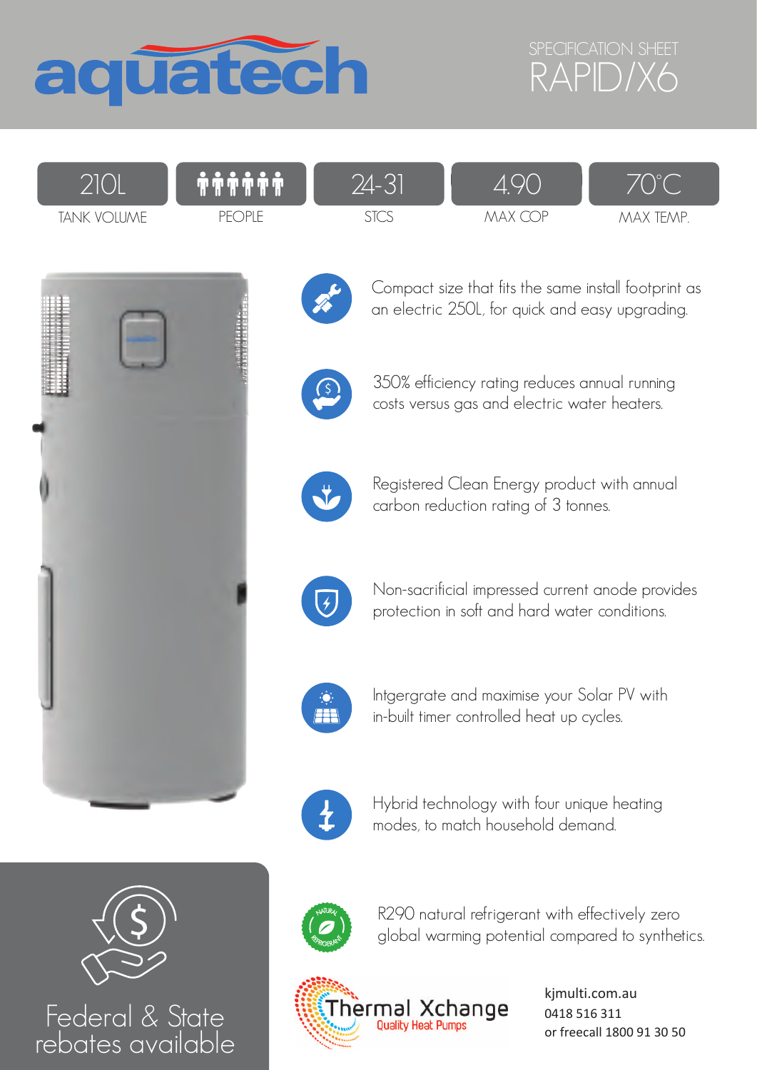# aquatech

SPECIFICATION SHEET

## RAPID/X6

| 210L | 6 | 24-31 | 4.90 | 70°C |
|---|---|---|---|---|
| TANK VOLUME | PEOPLE | STCS | MAX COP | MAX TEMP. |

- Compact size that fits the same install footprint as an electric 250L, for quick and easy upgrading.
- 350% efficiency rating reduces annual running costs versus gas and electric water heaters.
- Registered Clean Energy product with annual carbon reduction rating of 3 tonnes.
- Non-sacrificial impressed current anode provides protection in soft and hard water conditions.
- Intgergrate and maximise your Solar PV with in-built timer controlled heat up cycles.
- Hybrid technology with four unique heating modes, to match household demand.
- R290 natural refrigerant with effectively zero global warming potential compared to synthetics.

Federal & State rebates available

Thermal Xchange
Quality Heat Pumps

kjmulti.com.au
0418 516 311
or freecall 1800 91 30 50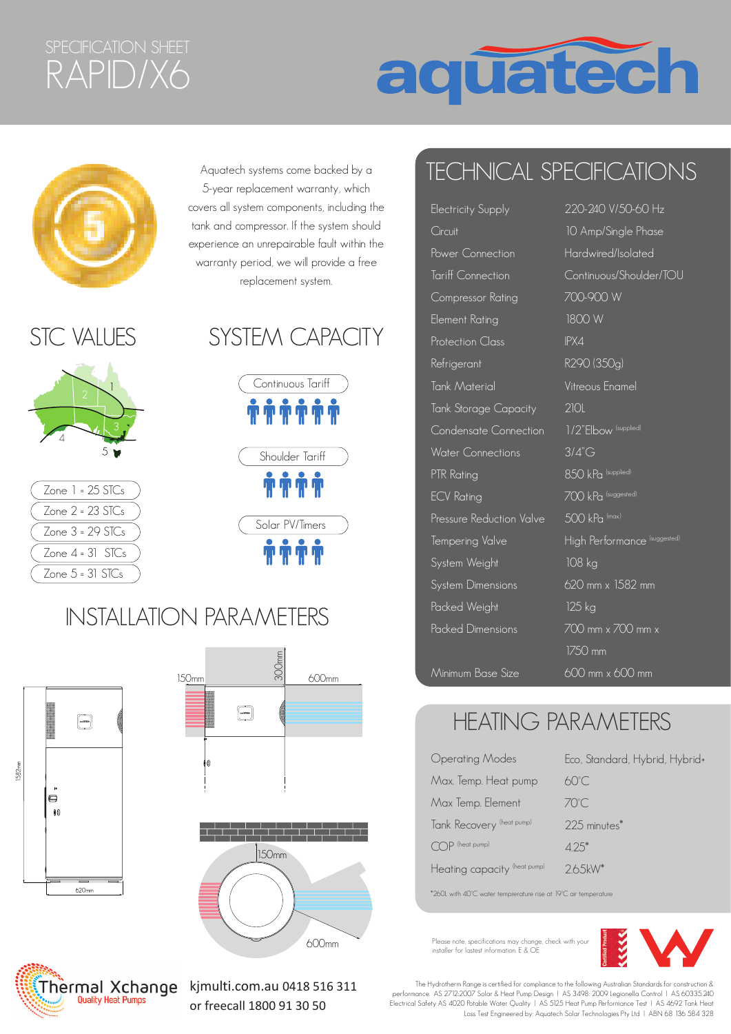SPECIFICATION SHEET

# RAPID/X6

aquatech

Aquatech systems come backed by a 5-year replacement warranty, which covers all system components, including the tank and compressor. If the system should experience an unrepairable fault within the warranty period, we will provide a free replacement system.

## STC VALUES

- Zone 1 = 25 STCs
- Zone 2 = 23 STCs
- Zone 3 = 29 STCs
- Zone 4 = 31 STCs
- Zone 5 = 31 STCs

## SYSTEM CAPACITY

Continuous Tariff

Shoulder Tariff

Solar PV/Timers

## INSTALLATION PARAMETERS

1582mm

620mm

150mm

300mm

600mm

150mm

600mm

## TECHNICAL SPECIFICATIONS

| | |
|---|---|
| Electricity Supply | 220-240 V/50-60 Hz |
| Circuit | 10 Amp/Single Phase |
| Power Connection | Hardwired/Isolated |
| Tariff Connection | Continuous/Shoulder/TOU |
| Compressor Rating | 700-900 W |
| Element Rating | 1800 W |
| Protection Class | IPX4 |
| Refrigerant | R290 (350g) |
| Tank Material | Vitreous Enamel |
| Tank Storage Capacity | 210L |
| Condensate Connection | 1/2" Elbow (supplied) |
| Water Connections | 3/4"G |
| PTR Rating | 850 kPa (supplied) |
| ECV Rating | 700 kPa (suggested) |
| Pressure Reduction Valve | 500 kPa (max) |
| Tempering Valve | High Performance (suggested) |
| System Weight | 108 kg |
| System Dimensions | 620 mm x 1582 mm |
| Packed Weight | 125 kg |
| Packed Dimensions | 700 mm x 700 mm x 1750 mm |
| Minimum Base Size | 600 mm x 600 mm |

## HEATING PARAMETERS

| | |
|---|---|
| Operating Modes | Eco, Standard, Hybrid, Hybrid+ |
| Max. Temp. Heat pump | 60°C |
| Max Temp. Element | 70°C |
| Tank Recovery (heat pump) | 225 minutes* |
| COP (heat pump) | 4.25* |
| Heating capacity (heat pump) | 2.65kW* |

*260L with 40°C water temprerature rise at 19°C air temperature

Please note, specifications may change, check with your installer for lastest information. E & OE

Thermal Xchange
Quality Heat Pumps

kjmulti.com.au 0418 516 311
or freecall 1800 91 30 50

The Hydrotherm Range is certified for compliance to the following Australian Standards for construction & performance. AS 2712:2007 Solar & Heat Pump Design | AS 3498: 2009 Legionella Control | AS 60335.240 Electrical Safety AS 4020 Potable Water Quality | AS 5125 Heat Pump Performance Test | AS 4692 Tank Heat Loss Test Engineered by: Aquatech Solar Technologies Pty Ltd | ABN 68 136 584 328